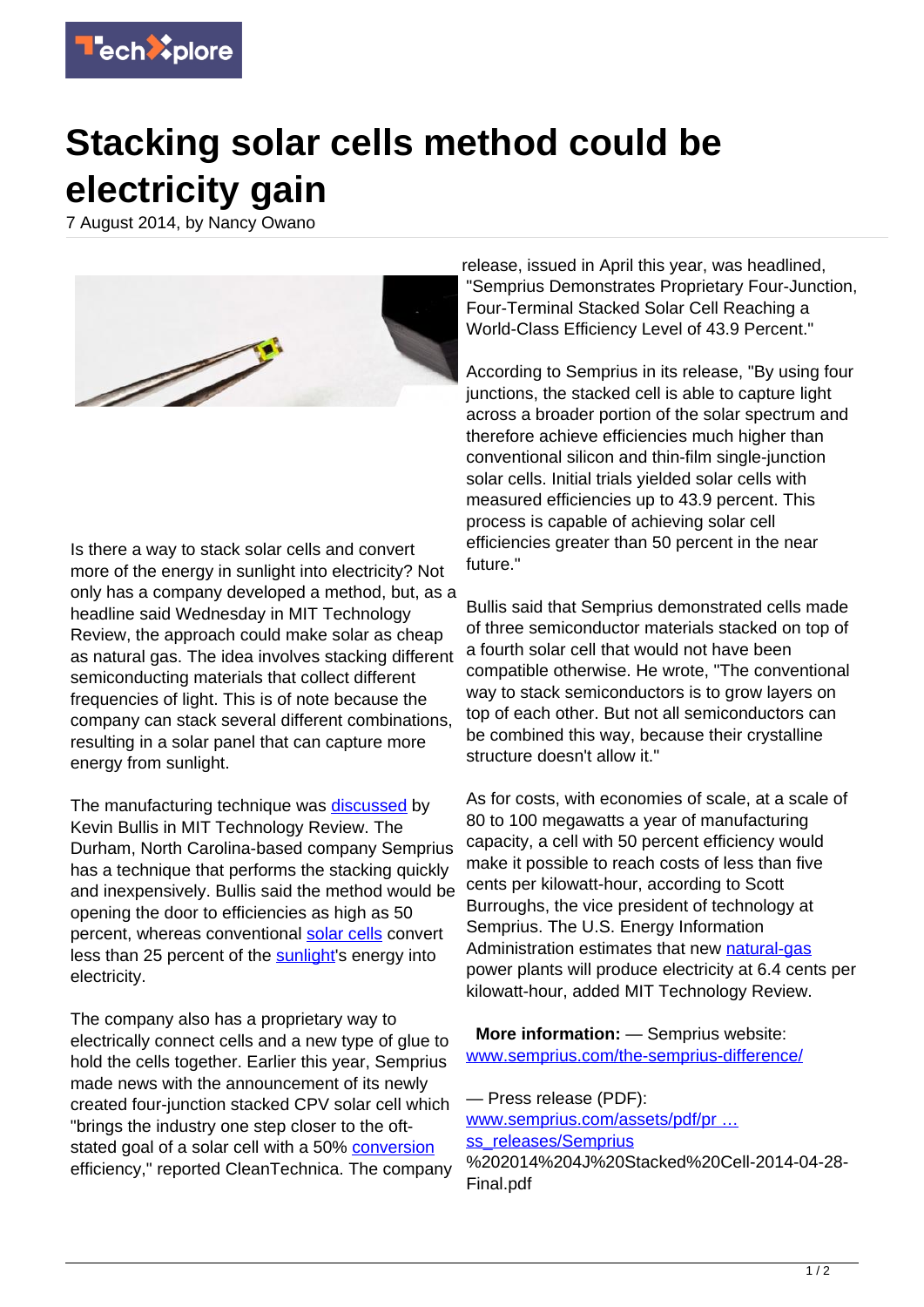# Stacking solar cells method could be electricity gain

7 August 2014, by Nancy Owano

Is there a way to stack solar cells and convert more of the energy in sunlight into electricity? Not only has a company developed a method, but, as a headline said Wednesday in MIT Technology Review, the approach could make solar as cheap as natural gas. The idea involves stacking different semiconducting materials that collect different frequencies of light. This is of note because the company can stack several different combinations, resulting in a solar panel that can capture more energy from sunlight.

The manufacturing technique was discussed by Kevin Bullis in MIT Technology Review. The Durham, North Carolina-based company Semprius has a technique that performs the stacking quickly and inexpensively. Bullis said the method would be opening the door to efficiencies as high as 50 percent, whereas conventional solar cells convert less than 25 percent of the sunlight's energy into electricity.

The company also has a proprietary way to electrically connect cells and a new type of glue to hold the cells together. Earlier this year, Semprius made news with the announcement of its newly created four-junction stacked CPV solar cell which "brings the industry one step closer to the oft-stated goal of a solar cell with a 50% conversion efficiency," reported CleanTechnica. The company release, issued in April this year, was headlined, "Semprius Demonstrates Proprietary Four-Junction, Four-Terminal Stacked Solar Cell Reaching a World-Class Efficiency Level of 43.9 Percent."

According to Semprius in its release, "By using four junctions, the stacked cell is able to capture light across a broader portion of the solar spectrum and therefore achieve efficiencies much higher than conventional silicon and thin-film single-junction solar cells. Initial trials yielded solar cells with measured efficiencies up to 43.9 percent. This process is capable of achieving solar cell efficiencies greater than 50 percent in the near future."

Bullis said that Semprius demonstrated cells made of three semiconductor materials stacked on top of a fourth solar cell that would not have been compatible otherwise. He wrote, "The conventional way to stack semiconductors is to grow layers on top of each other. But not all semiconductors can be combined this way, because their crystalline structure doesn't allow it."

As for costs, with economies of scale, at a scale of 80 to 100 megawatts a year of manufacturing capacity, a cell with 50 percent efficiency would make it possible to reach costs of less than five cents per kilowatt-hour, according to Scott Burroughs, the vice president of technology at Semprius. The U.S. Energy Information Administration estimates that new natural-gas power plants will produce electricity at 6.4 cents per kilowatt-hour, added MIT Technology Review.

**More information:** — Semprius website: www.semprius.com/the-semprius-difference/

— Press release (PDF): www.semprius.com/assets/pdf/pr … ss_releases/Semprius %202014%204J%20Stacked%20Cell-2014-04-28-Final.pdf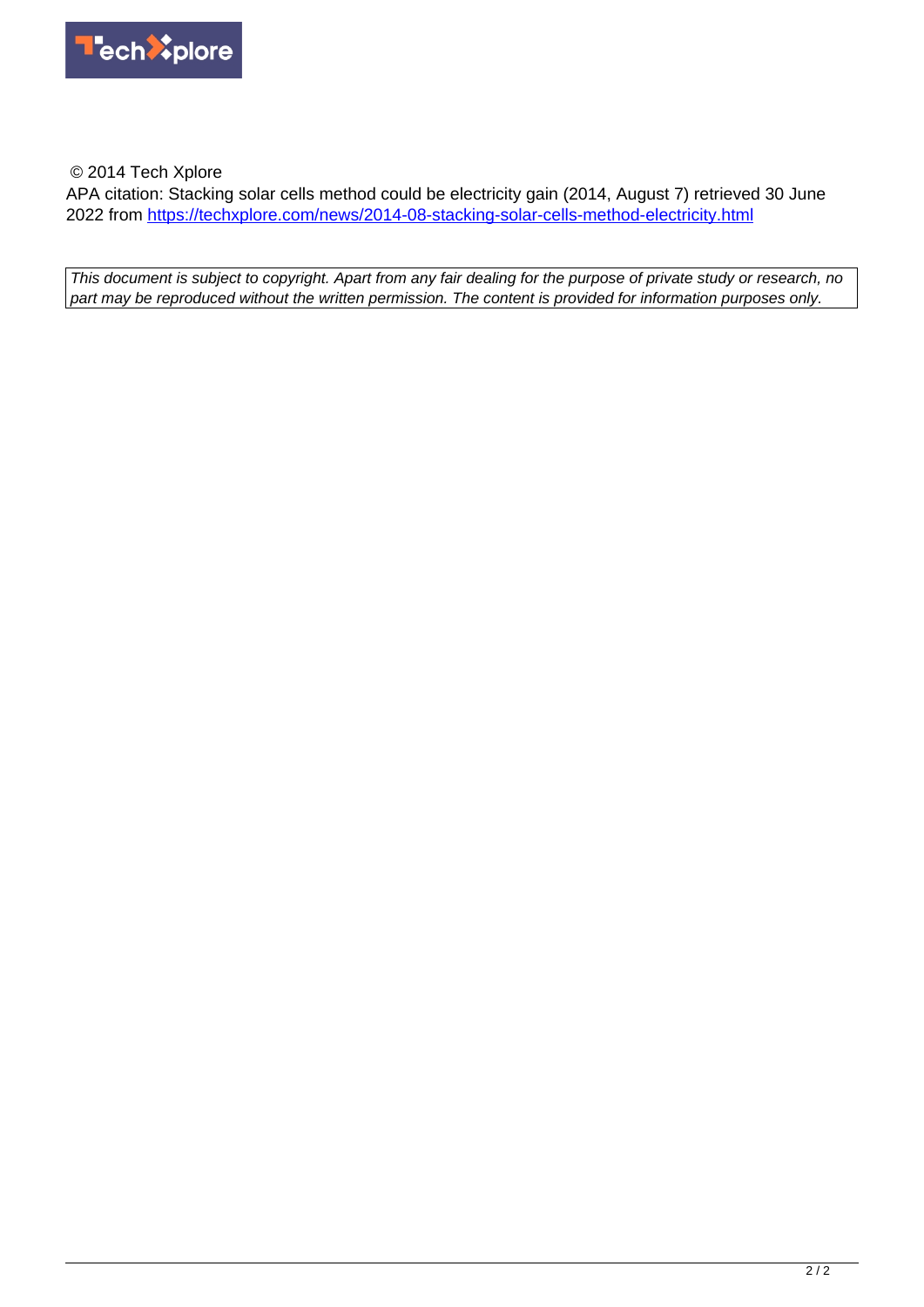© 2014 Tech Xplore

APA citation: Stacking solar cells method could be electricity gain (2014, August 7) retrieved 30 June 2022 from https://techxplore.com/news/2014-08-stacking-solar-cells-method-electricity.html

*This document is subject to copyright. Apart from any fair dealing for the purpose of private study or research, no part may be reproduced without the written permission. The content is provided for information purposes only.*